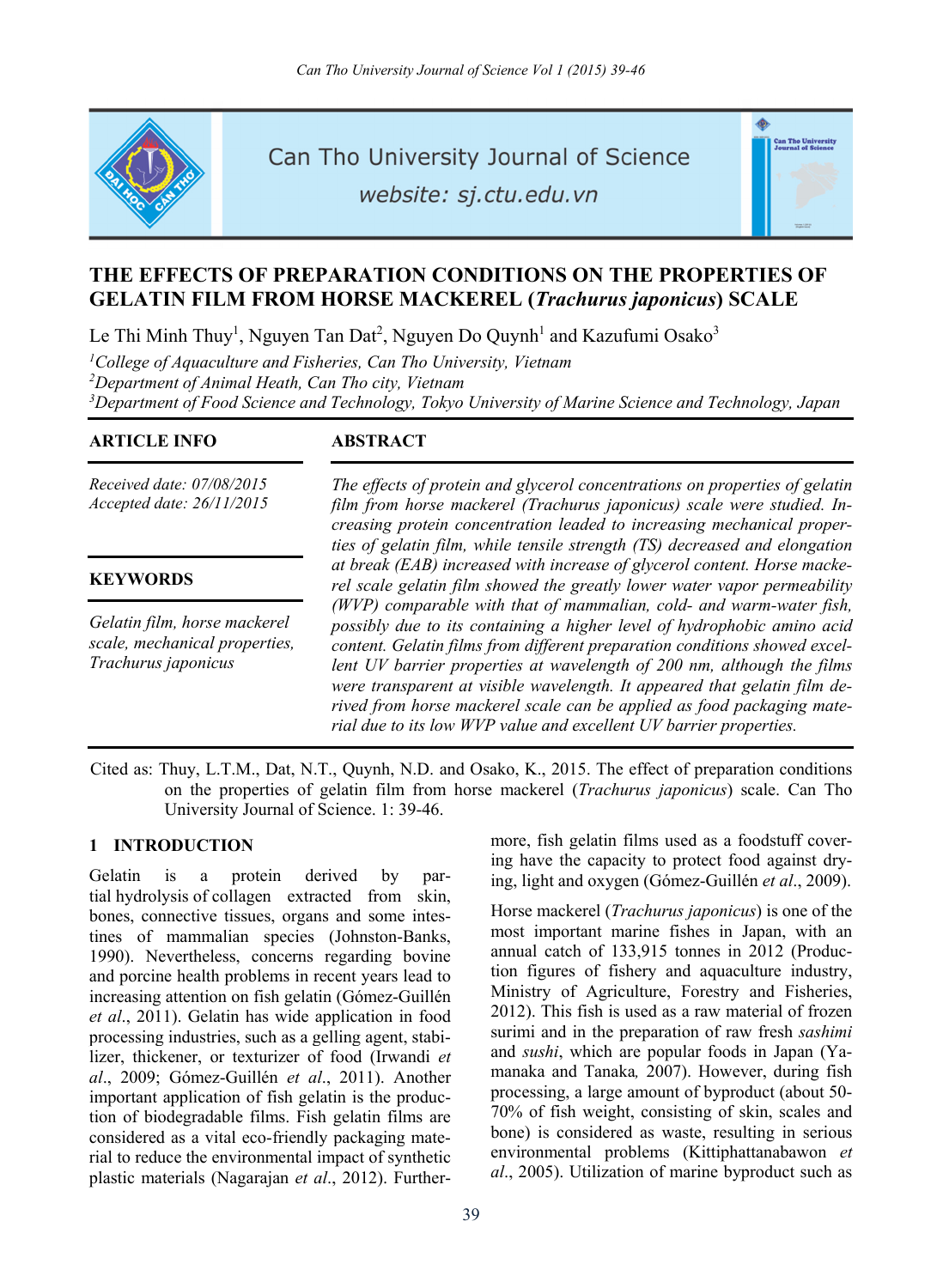# THE EFFECTS OF PREPARATION CONDITIONS ON THE PROPERTIES OF GELATIN FILM FROM HORSE MACKEREL (*Trachurus japonicus*) SCALE

Le Thi Minh Thuy[1], Nguyen Tan Dat[2], Nguyen Do Quynh[1] and Kazufumi Osako[3]

[1]*College of Aquaculture and Fisheries, Can Tho University, Vietnam*
[2]*Department of Animal Heath, Can Tho city, Vietnam*
[3]*Department of Food Science and Technology, Tokyo University of Marine Science and Technology, Japan*

**ARTICLE INFO**

*Received date: 07/08/2015*
*Accepted date: 26/11/2015*

**KEYWORDS**

*Gelatin film, horse mackerel scale, mechanical properties, Trachurus japonicus*

**ABSTRACT**

*The effects of protein and glycerol concentrations on properties of gelatin film from horse mackerel (Trachurus japonicus) scale were studied. Increasing protein concentration leaded to increasing mechanical properties of gelatin film, while tensile strength (TS) decreased and elongation at break (EAB) increased with increase of glycerol content. Horse mackerel scale gelatin film showed the greatly lower water vapor permeability (WVP) comparable with that of mammalian, cold- and warm-water fish, possibly due to its containing a higher level of hydrophobic amino acid content. Gelatin films from different preparation conditions showed excellent UV barrier properties at wavelength of 200 nm, although the films were transparent at visible wavelength. It appeared that gelatin film derived from horse mackerel scale can be applied as food packaging material due to its low WVP value and excellent UV barrier properties.*

Cited as: Thuy, L.T.M., Dat, N.T., Quynh, N.D. and Osako, K., 2015. The effect of preparation conditions on the properties of gelatin film from horse mackerel (*Trachurus japonicus*) scale. Can Tho University Journal of Science. 1: 39-46.

## 1 INTRODUCTION

Gelatin is a protein derived by partial hydrolysis of collagen extracted from skin, bones, connective tissues, organs and some intestines of mammalian species (Johnston-Banks, 1990). Nevertheless, concerns regarding bovine and porcine health problems in recent years lead to increasing attention on fish gelatin (Gómez-Guillén *et al*., 2011). Gelatin has wide application in food processing industries, such as a gelling agent, stabilizer, thickener, or texturizer of food (Irwandi *et al*., 2009; Gómez-Guillén *et al*., 2011). Another important application of fish gelatin is the production of biodegradable films. Fish gelatin films are considered as a vital eco-friendly packaging material to reduce the environmental impact of synthetic plastic materials (Nagarajan *et al*., 2012). Furthermore, fish gelatin films used as a foodstuff covering have the capacity to protect food against drying, light and oxygen (Gómez-Guillén *et al*., 2009).

Horse mackerel (*Trachurus japonicus*) is one of the most important marine fishes in Japan, with an annual catch of 133,915 tonnes in 2012 (Production figures of fishery and aquaculture industry, Ministry of Agriculture, Forestry and Fisheries, 2012). This fish is used as a raw material of frozen surimi and in the preparation of raw fresh *sashimi* and *sushi*, which are popular foods in Japan (Yamanaka and Tanaka, 2007). However, during fish processing, a large amount of byproduct (about 50-70% of fish weight, consisting of skin, scales and bone) is considered as waste, resulting in serious environmental problems (Kittiphattanabawon *et al*., 2005). Utilization of marine byproduct such as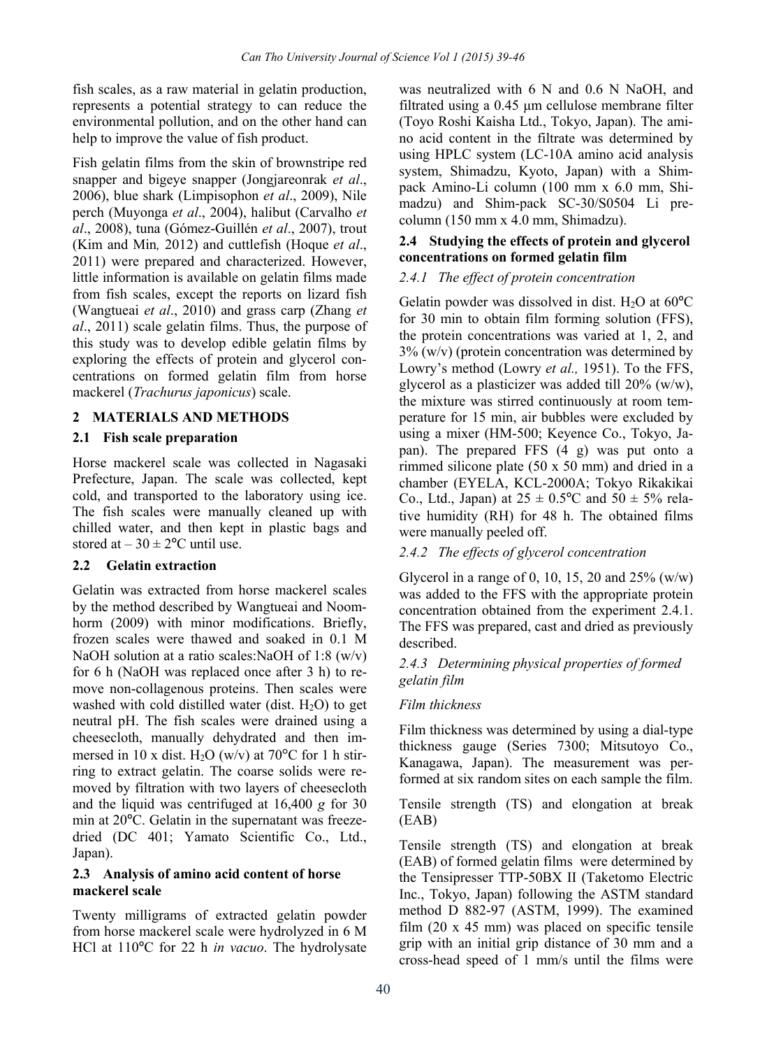fish scales, as a raw material in gelatin production, represents a potential strategy to can reduce the environmental pollution, and on the other hand can help to improve the value of fish product.

Fish gelatin films from the skin of brownstripe red snapper and bigeye snapper (Jongjareonrak *et al*., 2006), blue shark (Limpisophon *et al*., 2009), Nile perch (Muyonga *et al*., 2004), halibut (Carvalho *et al*., 2008), tuna (Gómez-Guillén *et al*., 2007), trout (Kim and Min*,* 2012) and cuttlefish (Hoque *et al*., 2011) were prepared and characterized. However, little information is available on gelatin films made from fish scales, except the reports on lizard fish (Wangtueai *et al*., 2010) and grass carp (Zhang *et al*., 2011) scale gelatin films. Thus, the purpose of this study was to develop edible gelatin films by exploring the effects of protein and glycerol concentrations on formed gelatin film from horse mackerel (*Trachurus japonicus*) scale.

## 2 MATERIALS AND METHODS

### 2.1 Fish scale preparation

Horse mackerel scale was collected in Nagasaki Prefecture, Japan. The scale was collected, kept cold, and transported to the laboratory using ice. The fish scales were manually cleaned up with chilled water, and then kept in plastic bags and stored at – 30 ± 2°C until use.

### 2.2 Gelatin extraction

Gelatin was extracted from horse mackerel scales by the method described by Wangtueai and Noomhorm (2009) with minor modifications. Briefly, frozen scales were thawed and soaked in 0.1 M NaOH solution at a ratio scales:NaOH of 1:8 (w/v) for 6 h (NaOH was replaced once after 3 h) to remove non-collagenous proteins. Then scales were washed with cold distilled water (dist. $H_2O$) to get neutral pH. The fish scales were drained using a cheesecloth, manually dehydrated and then immersed in 10 x dist. $H_2O$ (w/v) at 70°C for 1 h stirring to extract gelatin. The coarse solids were removed by filtration with two layers of cheesecloth and the liquid was centrifuged at 16,400 *g* for 30 min at 20°C. Gelatin in the supernatant was freeze-dried (DC 401; Yamato Scientific Co., Ltd., Japan).

### 2.3 Analysis of amino acid content of horse mackerel scale

Twenty milligrams of extracted gelatin powder from horse mackerel scale were hydrolyzed in 6 M HCl at 110°C for 22 h *in vacuo*. The hydrolysate was neutralized with 6 N and 0.6 N NaOH, and filtrated using a 0.45 μm cellulose membrane filter (Toyo Roshi Kaisha Ltd., Tokyo, Japan). The amino acid content in the filtrate was determined by using HPLC system (LC-10A amino acid analysis system, Shimadzu, Kyoto, Japan) with a Shim-pack Amino-Li column (100 mm x 6.0 mm, Shimadzu) and Shim-pack SC-30/S0504 Li pre-column (150 mm x 4.0 mm, Shimadzu).

### 2.4 Studying the effects of protein and glycerol concentrations on formed gelatin film

#### *2.4.1 The effect of protein concentration*

Gelatin powder was dissolved in dist. $H_2O$ at 60°C for 30 min to obtain film forming solution (FFS), the protein concentrations was varied at 1, 2, and 3% (w/v) (protein concentration was determined by Lowry's method (Lowry *et al.,* 1951). To the FFS, glycerol as a plasticizer was added till 20% (w/w), the mixture was stirred continuously at room temperature for 15 min, air bubbles were excluded by using a mixer (HM-500; Keyence Co., Tokyo, Japan). The prepared FFS (4 g) was put onto a rimmed silicone plate (50 x 50 mm) and dried in a chamber (EYELA, KCL-2000A; Tokyo Rikakikai Co., Ltd., Japan) at 25 ± 0.5°C and 50 ± 5% relative humidity (RH) for 48 h. The obtained films were manually peeled off.

#### *2.4.2 The effects of glycerol concentration*

Glycerol in a range of 0, 10, 15, 20 and 25% (w/w) was added to the FFS with the appropriate protein concentration obtained from the experiment 2.4.1. The FFS was prepared, cast and dried as previously described.

#### *2.4.3 Determining physical properties of formed gelatin film*

*Film thickness*

Film thickness was determined by using a dial-type thickness gauge (Series 7300; Mitsutoyo Co., Kanagawa, Japan). The measurement was performed at six random sites on each sample the film.

Tensile strength (TS) and elongation at break (EAB)

Tensile strength (TS) and elongation at break (EAB) of formed gelatin films were determined by the Tensipresser TTP-50BX II (Taketomo Electric Inc., Tokyo, Japan) following the ASTM standard method D 882-97 (ASTM, 1999). The examined film (20 x 45 mm) was placed on specific tensile grip with an initial grip distance of 30 mm and a cross-head speed of 1 mm/s until the films were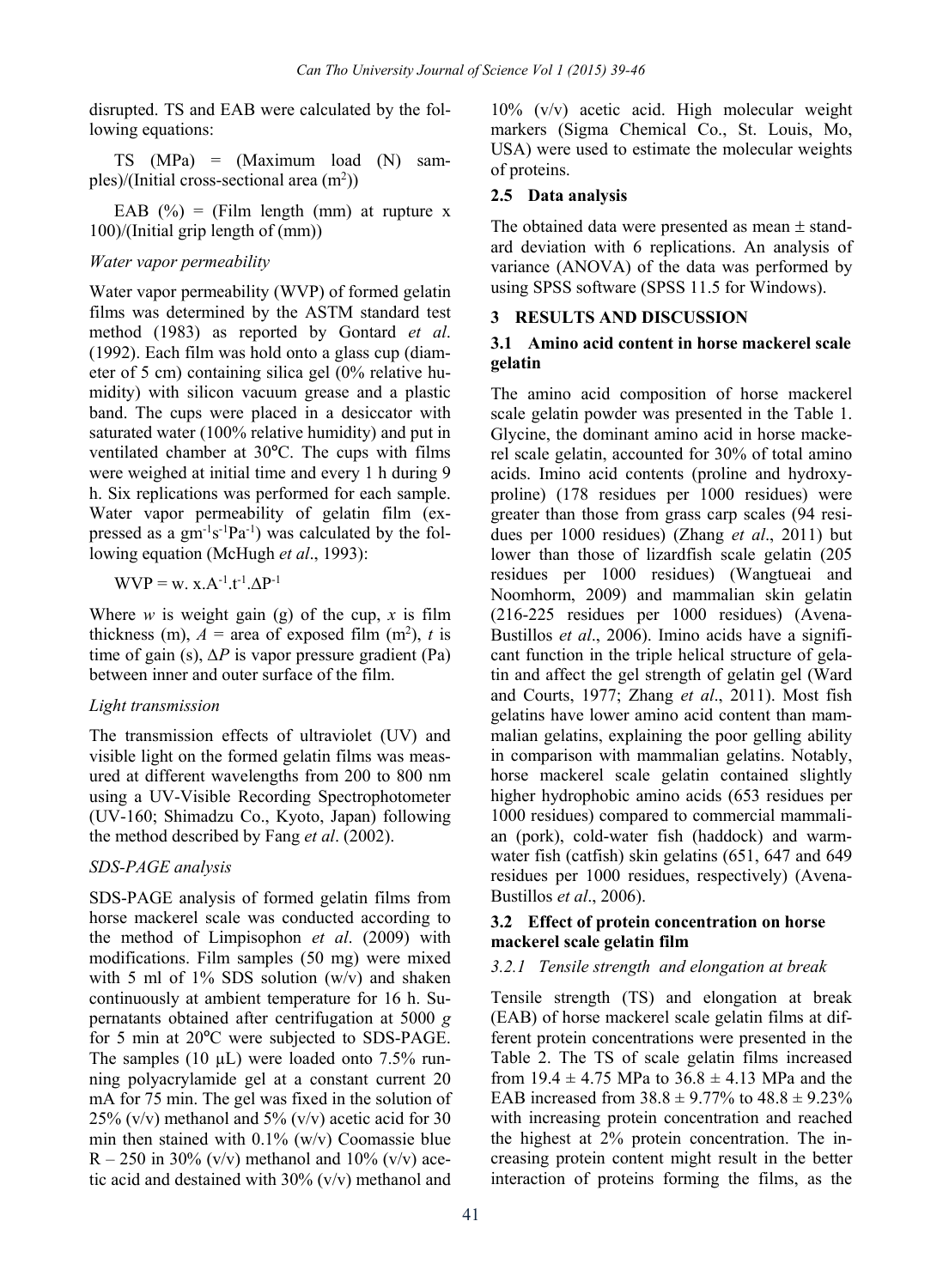disrupted. TS and EAB were calculated by the following equations:

TS (MPa) = (Maximum load (N) samples)/(Initial cross-sectional area ($m^2$))

EAB (%) = (Film length (mm) at rupture x 100)/(Initial grip length of (mm))

*Water vapor permeability*

Water vapor permeability (WVP) of formed gelatin films was determined by the ASTM standard test method (1983) as reported by Gontard *et al*. (1992). Each film was hold onto a glass cup (diameter of 5 cm) containing silica gel (0% relative humidity) with silicon vacuum grease and a plastic band. The cups were placed in a desiccator with saturated water (100% relative humidity) and put in ventilated chamber at 30°C. The cups with films were weighed at initial time and every 1 h during 9 h. Six replications was performed for each sample. Water vapor permeability of gelatin film (expressed as a $gm^{-1}s^{-1}Pa^{-1}$) was calculated by the following equation (McHugh *et al*., 1993):

$$WVP = w.\ x.A^{-1}.t^{-1}.\Delta P^{-1}$$

Where $w$ is weight gain (g) of the cup, $x$ is film thickness (m), $A$ = area of exposed film ($m^2$), $t$ is time of gain (s), $\Delta P$ is vapor pressure gradient (Pa) between inner and outer surface of the film.

*Light transmission*

The transmission effects of ultraviolet (UV) and visible light on the formed gelatin films was measured at different wavelengths from 200 to 800 nm using a UV-Visible Recording Spectrophotometer (UV-160; Shimadzu Co., Kyoto, Japan) following the method described by Fang *et al*. (2002).

*SDS-PAGE analysis*

SDS-PAGE analysis of formed gelatin films from horse mackerel scale was conducted according to the method of Limpisophon *et al*. (2009) with modifications. Film samples (50 mg) were mixed with 5 ml of 1% SDS solution (w/v) and shaken continuously at ambient temperature for 16 h. Supernatants obtained after centrifugation at 5000 *g* for 5 min at 20°C were subjected to SDS-PAGE. The samples (10 µL) were loaded onto 7.5% running polyacrylamide gel at a constant current 20 mA for 75 min. The gel was fixed in the solution of 25% (v/v) methanol and 5% (v/v) acetic acid for 30 min then stained with 0.1% (w/v) Coomassie blue R – 250 in 30% (v/v) methanol and 10% (v/v) acetic acid and destained with 30% (v/v) methanol and 10% (v/v) acetic acid. High molecular weight markers (Sigma Chemical Co., St. Louis, Mo, USA) were used to estimate the molecular weights of proteins.

### 2.5 Data analysis

The obtained data were presented as mean ± standard deviation with 6 replications. An analysis of variance (ANOVA) of the data was performed by using SPSS software (SPSS 11.5 for Windows).

## 3 RESULTS AND DISCUSSION

### 3.1 Amino acid content in horse mackerel scale gelatin

The amino acid composition of horse mackerel scale gelatin powder was presented in the Table 1. Glycine, the dominant amino acid in horse mackerel scale gelatin, accounted for 30% of total amino acids. Imino acid contents (proline and hydroxyproline) (178 residues per 1000 residues) were greater than those from grass carp scales (94 residues per 1000 residues) (Zhang *et al*., 2011) but lower than those of lizardfish scale gelatin (205 residues per 1000 residues) (Wangtueai and Noomhorm, 2009) and mammalian skin gelatin (216-225 residues per 1000 residues) (Avena-Bustillos *et al*., 2006). Imino acids have a significant function in the triple helical structure of gelatin and affect the gel strength of gelatin gel (Ward and Courts, 1977; Zhang *et al*., 2011). Most fish gelatins have lower amino acid content than mammalian gelatins, explaining the poor gelling ability in comparison with mammalian gelatins. Notably, horse mackerel scale gelatin contained slightly higher hydrophobic amino acids (653 residues per 1000 residues) compared to commercial mammalian (pork), cold-water fish (haddock) and warm-water fish (catfish) skin gelatins (651, 647 and 649 residues per 1000 residues, respectively) (Avena-Bustillos *et al*., 2006).

### 3.2 Effect of protein concentration on horse mackerel scale gelatin film

#### *3.2.1 Tensile strength and elongation at break*

Tensile strength (TS) and elongation at break (EAB) of horse mackerel scale gelatin films at different protein concentrations were presented in the Table 2. The TS of scale gelatin films increased from 19.4 ± 4.75 MPa to 36.8 ± 4.13 MPa and the EAB increased from 38.8 ± 9.77% to 48.8 ± 9.23% with increasing protein concentration and reached the highest at 2% protein concentration. The increasing protein content might result in the better interaction of proteins forming the films, as the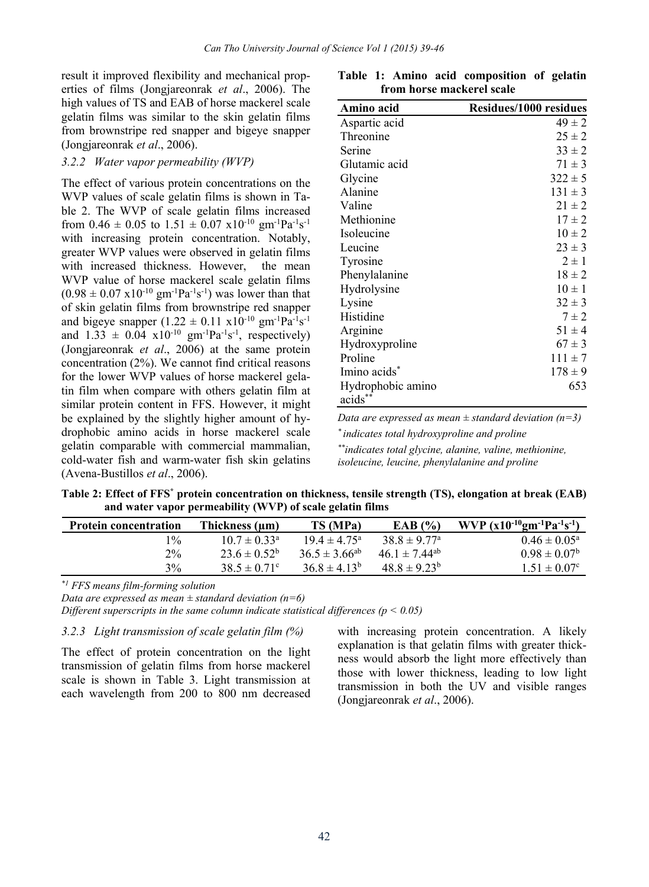result it improved flexibility and mechanical properties of films (Jongjareonrak *et al*., 2006). The high values of TS and EAB of horse mackerel scale gelatin films was similar to the skin gelatin films from brownstripe red snapper and bigeye snapper (Jongjareonrak *et al*., 2006).

### *3.2.2 Water vapor permeability (WVP)*

The effect of various protein concentrations on the WVP values of scale gelatin films is shown in Table 2. The WVP of scale gelatin films increased from 0.46 ± 0.05 to 1.51 ± 0.07 $x10^{-10}$ $gm^{-1}Pa^{-1}s^{-1}$ with increasing protein concentration. Notably, greater WVP values were observed in gelatin films with increased thickness. However, the mean WVP value of horse mackerel scale gelatin films (0.98 ± 0.07 $x10^{-10}$ $gm^{-1}Pa^{-1}s^{-1}$) was lower than that of skin gelatin films from brownstripe red snapper and bigeye snapper (1.22 ± 0.11 $x10^{-10}$ $gm^{-1}Pa^{-1}s^{-1}$ and 1.33 ± 0.04 $x10^{-10}$ $gm^{-1}Pa^{-1}s^{-1}$, respectively) (Jongjareonrak *et al*., 2006) at the same protein concentration (2%). We cannot find critical reasons for the lower WVP values of horse mackerel gelatin film when compare with others gelatin film at similar protein content in FFS. However, it might be explained by the slightly higher amount of hydrophobic amino acids in horse mackerel scale gelatin comparable with commercial mammalian, cold-water fish and warm-water fish skin gelatins (Avena-Bustillos *et al*., 2006).

**Table 1: Amino acid composition of gelatin from horse mackerel scale**

| Amino acid | Residues/1000 residues |
|---|---|
| Aspartic acid | 49 ± 2 |
| Threonine | 25 ± 2 |
| Serine | 33 ± 2 |
| Glutamic acid | 71 ± 3 |
| Glycine | 322 ± 5 |
| Alanine | 131 ± 3 |
| Valine | 21 ± 2 |
| Methionine | 17 ± 2 |
| Isoleucine | 10 ± 2 |
| Leucine | 23 ± 3 |
| Tyrosine | 2 ± 1 |
| Phenylalanine | 18 ± 2 |
| Hydrolysine | 10 ± 1 |
| Lysine | 32 ± 3 |
| Histidine | 7 ± 2 |
| Arginine | 51 ± 4 |
| Hydroxyproline | 67 ± 3 |
| Proline | 111 ± 7 |
| Imino acids* | 178 ± 9 |
| Hydrophobic amino acids** | 653 |

*Data are expressed as mean ± standard deviation (n=3)*

\* *indicates total hydroxyproline and proline*

\*\* *indicates total glycine, alanine, valine, methionine, isoleucine, leucine, phenylalanine and proline*

**Table 2: Effect of FFS* protein concentration on thickness, tensile strength (TS), elongation at break (EAB) and water vapor permeability (WVP) of scale gelatin films**

| Protein concentration | Thickness (µm) | TS (MPa) | EAB (%) | WVP ($x10^{-10}gm^{-1}Pa^{-1}s^{-1}$) |
|---|---|---|---|---|
| 1% | $10.7 \pm 0.33^{a}$ | $19.4 \pm 4.75^{a}$ | $38.8 \pm 9.77^{a}$ | $0.46 \pm 0.05^{a}$ |
| 2% | $23.6 \pm 0.52^{b}$ | $36.5 \pm 3.66^{ab}$ | $46.1 \pm 7.44^{ab}$ | $0.98 \pm 0.07^{b}$ |
| 3% | $38.5 \pm 0.71^{c}$ | $36.8 \pm 4.13^{b}$ | $48.8 \pm 9.23^{b}$ | $1.51 \pm 0.07^{c}$ |

*\*1 FFS means film-forming solution*

*Data are expressed as mean ± standard deviation (n=6)*

*Different superscripts in the same column indicate statistical differences (p < 0.05)*

### *3.2.3 Light transmission of scale gelatin film (%)*

The effect of protein concentration on the light transmission of gelatin films from horse mackerel scale is shown in Table 3. Light transmission at each wavelength from 200 to 800 nm decreased with increasing protein concentration. A likely explanation is that gelatin films with greater thickness would absorb the light more effectively than those with lower thickness, leading to low light transmission in both the UV and visible ranges (Jongjareonrak *et al*., 2006).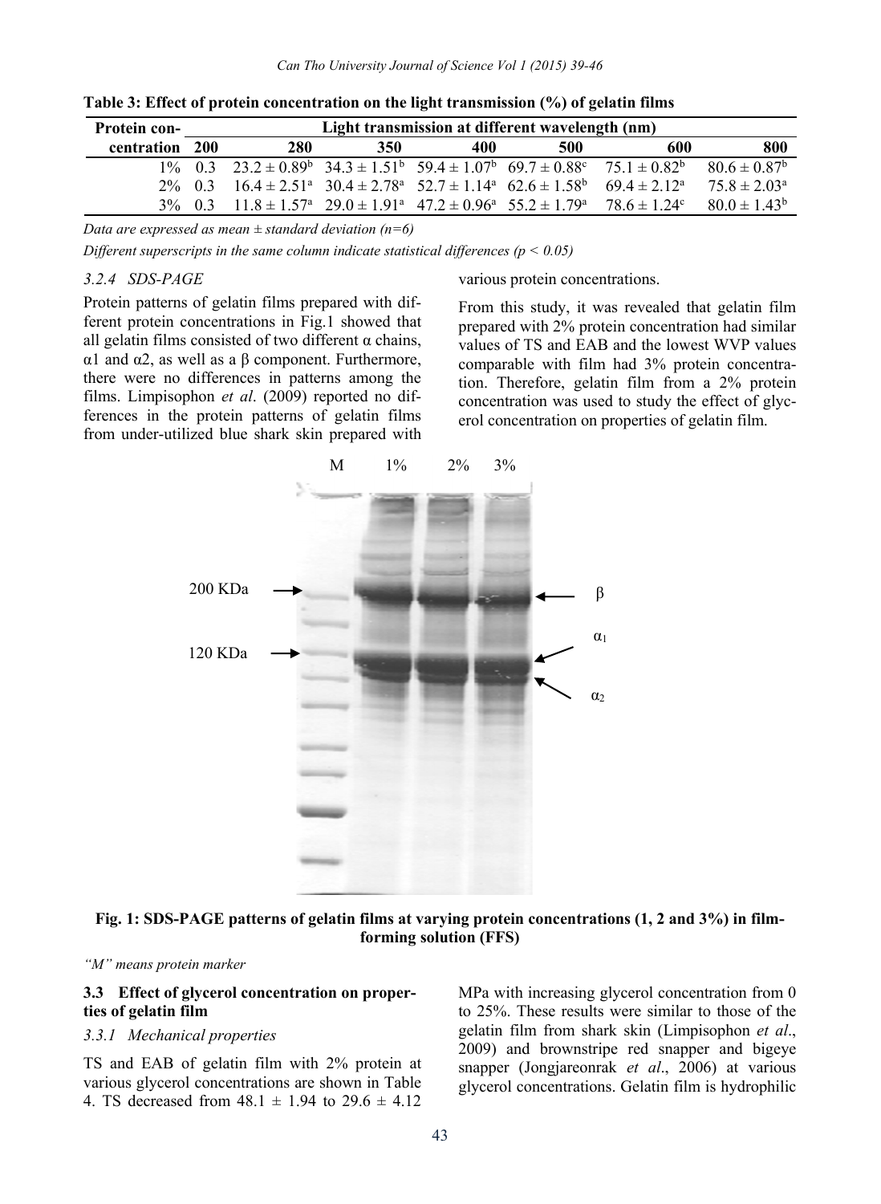**Table 3: Effect of protein concentration on the light transmission (%) of gelatin films**

| Protein concentration | Light transmission at different wavelength (nm) | | | | | | |
|---|---|---|---|---|---|---|---|
| | 200 | 280 | 350 | 400 | 500 | 600 | 800 |
| 1% | 0.3 | $23.2 \pm 0.89^b$ | $34.3 \pm 1.51^b$ | $59.4 \pm 1.07^b$ | $69.7 \pm 0.88^c$ | $75.1 \pm 0.82^b$ | $80.6 \pm 0.87^b$ |
| 2% | 0.3 | $16.4 \pm 2.51^a$ | $30.4 \pm 2.78^a$ | $52.7 \pm 1.14^a$ | $62.6 \pm 1.58^b$ | $69.4 \pm 2.12^a$ | $75.8 \pm 2.03^a$ |
| 3% | 0.3 | $11.8 \pm 1.57^a$ | $29.0 \pm 1.91^a$ | $47.2 \pm 0.96^a$ | $55.2 \pm 1.79^a$ | $78.6 \pm 1.24^c$ | $80.0 \pm 1.43^b$ |

*Data are expressed as mean ± standard deviation (n=6)*

*Different superscripts in the same column indicate statistical differences ($p < 0.05$)*

### 3.2.4 SDS-PAGE

Protein patterns of gelatin films prepared with different protein concentrations in Fig.1 showed that all gelatin films consisted of two different α chains, $\alpha 1$ and $\alpha 2$, as well as a β component. Furthermore, there were no differences in patterns among the films. Limpisophon *et al*. (2009) reported no differences in the protein patterns of gelatin films from under-utilized blue shark skin prepared with various protein concentrations.

From this study, it was revealed that gelatin film prepared with 2% protein concentration had similar values of TS and EAB and the lowest WVP values comparable with film had 3% protein concentration. Therefore, gelatin film from a 2% protein concentration was used to study the effect of glycerol concentration on properties of gelatin film.

**Fig. 1: SDS-PAGE patterns of gelatin films at varying protein concentrations (1, 2 and 3%) in film-forming solution (FFS)**

*"M" means protein marker*

## 3.3 Effect of glycerol concentration on properties of gelatin film

### 3.3.1 Mechanical properties

TS and EAB of gelatin film with 2% protein at various glycerol concentrations are shown in Table 4. TS decreased from $48.1 \pm 1.94$ to $29.6 \pm 4.12$ MPa with increasing glycerol concentration from 0 to 25%. These results were similar to those of the gelatin film from shark skin (Limpisophon *et al*., 2009) and brownstripe red snapper and bigeye snapper (Jongjareonrak *et al*., 2006) at various glycerol concentrations. Gelatin film is hydrophilic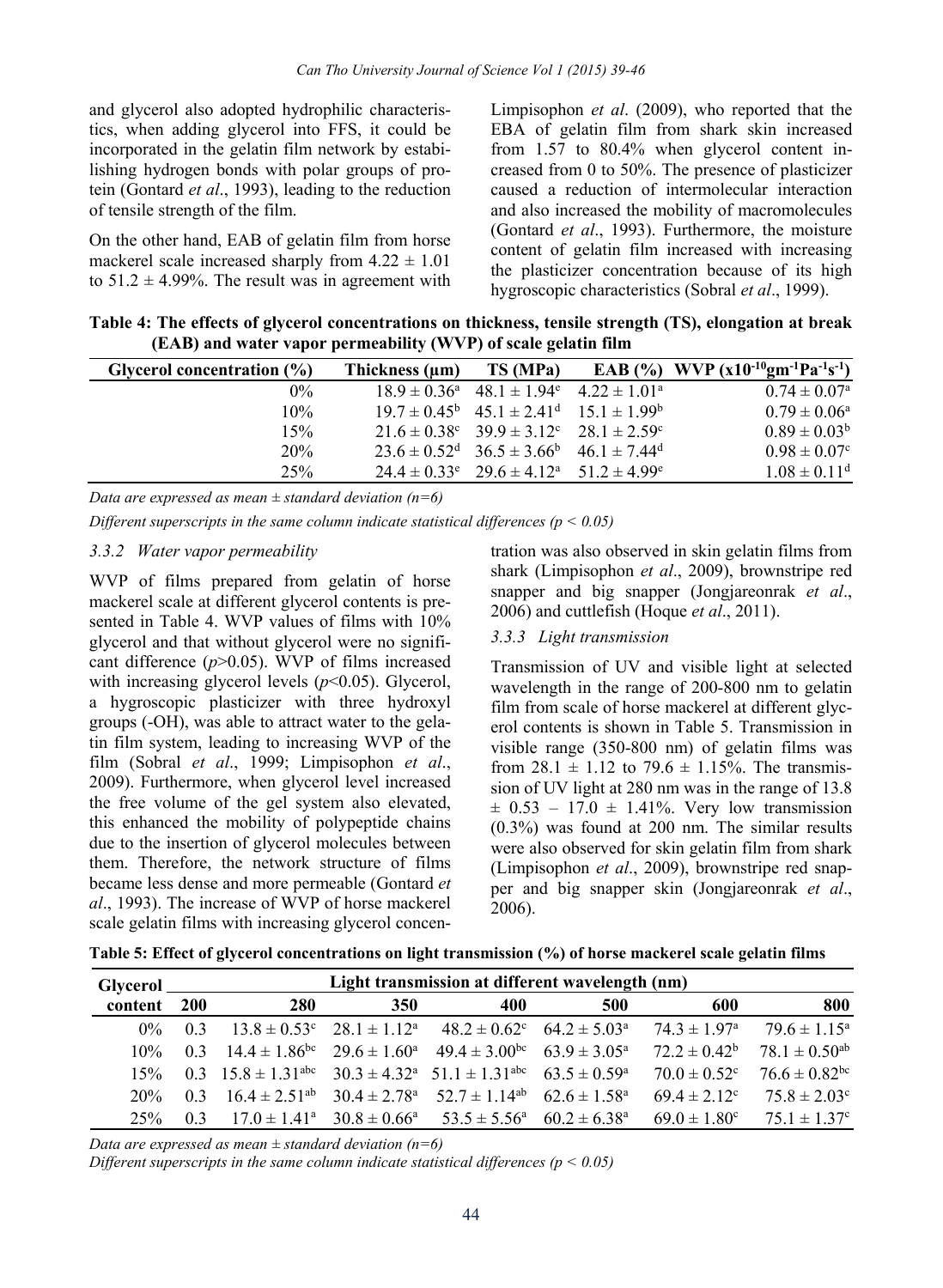and glycerol also adopted hydrophilic characteristics, when adding glycerol into FFS, it could be incorporated in the gelatin film network by establishing hydrogen bonds with polar groups of protein (Gontard *et al*., 1993), leading to the reduction of tensile strength of the film.

On the other hand, EAB of gelatin film from horse mackerel scale increased sharply from $4.22 \pm 1.01$ to $51.2 \pm 4.99$%. The result was in agreement with Limpisophon *et al*. (2009), who reported that the EBA of gelatin film from shark skin increased from 1.57 to 80.4% when glycerol content increased from 0 to 50%. The presence of plasticizer caused a reduction of intermolecular interaction and also increased the mobility of macromolecules (Gontard *et al*., 1993). Furthermore, the moisture content of gelatin film increased with increasing the plasticizer concentration because of its high hygroscopic characteristics (Sobral *et al*., 1999).

**Table 4: The effects of glycerol concentrations on thickness, tensile strength (TS), elongation at break (EAB) and water vapor permeability (WVP) of scale gelatin film**

| Glycerol concentration (%) | Thickness (µm) | TS (MPa) | EAB (%) | WVP ($\times 10^{-10}$gm$^{-1}$Pa$^{-1}$s$^{-1}$) |
|---|---|---|---|---|
| 0% | $18.9 \pm 0.36^{a}$ | $48.1 \pm 1.94^{e}$ | $4.22 \pm 1.01^{a}$ | $0.74 \pm 0.07^{a}$ |
| 10% | $19.7 \pm 0.45^{b}$ | $45.1 \pm 2.41^{d}$ | $15.1 \pm 1.99^{b}$ | $0.79 \pm 0.06^{a}$ |
| 15% | $21.6 \pm 0.38^{c}$ | $39.9 \pm 3.12^{c}$ | $28.1 \pm 2.59^{c}$ | $0.89 \pm 0.03^{b}$ |
| 20% | $23.6 \pm 0.52^{d}$ | $36.5 \pm 3.66^{b}$ | $46.1 \pm 7.44^{d}$ | $0.98 \pm 0.07^{c}$ |
| 25% | $24.4 \pm 0.33^{e}$ | $29.6 \pm 4.12^{a}$ | $51.2 \pm 4.99^{e}$ | $1.08 \pm 0.11^{d}$ |

*Data are expressed as mean ± standard deviation (n=6)*

*Different superscripts in the same column indicate statistical differences ($p < 0.05$)*

### *3.3.2 Water vapor permeability*

WVP of films prepared from gelatin of horse mackerel scale at different glycerol contents is presented in Table 4. WVP values of films with 10% glycerol and that without glycerol were no significant difference ($p$>0.05). WVP of films increased with increasing glycerol levels ($p$<0.05). Glycerol, a hygroscopic plasticizer with three hydroxyl groups (-OH), was able to attract water to the gelatin film system, leading to increasing WVP of the film (Sobral *et al*., 1999; Limpisophon *et al*., 2009). Furthermore, when glycerol level increased the free volume of the gel system also elevated, this enhanced the mobility of polypeptide chains due to the insertion of glycerol molecules between them. Therefore, the network structure of films became less dense and more permeable (Gontard *et al*., 1993). The increase of WVP of horse mackerel scale gelatin films with increasing glycerol concentration was also observed in skin gelatin films from shark (Limpisophon *et al*., 2009), brownstripe red snapper and big snapper (Jongjareonrak *et al*., 2006) and cuttlefish (Hoque *et al*., 2011).

### *3.3.3 Light transmission*

Transmission of UV and visible light at selected wavelength in the range of 200-800 nm to gelatin film from scale of horse mackerel at different glycerol contents is shown in Table 5. Transmission in visible range (350-800 nm) of gelatin films was from $28.1 \pm 1.12$ to $79.6 \pm 1.15$%. The transmission of UV light at 280 nm was in the range of $13.8 \pm 0.53$ – $17.0 \pm 1.41$%. Very low transmission (0.3%) was found at 200 nm. The similar results were also observed for skin gelatin film from shark (Limpisophon *et al*., 2009), brownstripe red snapper and big snapper skin (Jongjareonrak *et al*., 2006).

**Table 5: Effect of glycerol concentrations on light transmission (%) of horse mackerel scale gelatin films**

| Glycerol content | Light transmission at different wavelength (nm) | | | | | | |
|---|---|---|---|---|---|---|---|
| | 200 | 280 | 350 | 400 | 500 | 600 | 800 |
| 0% | 0.3 | $13.8 \pm 0.53^{c}$ | $28.1 \pm 1.12^{a}$ | $48.2 \pm 0.62^{c}$ | $64.2 \pm 5.03^{a}$ | $74.3 \pm 1.97^{a}$ | $79.6 \pm 1.15^{a}$ |
| 10% | 0.3 | $14.4 \pm 1.86^{bc}$ | $29.6 \pm 1.60^{a}$ | $49.4 \pm 3.00^{bc}$ | $63.9 \pm 3.05^{a}$ | $72.2 \pm 0.42^{b}$ | $78.1 \pm 0.50^{ab}$ |
| 15% | 0.3 | $15.8 \pm 1.31^{abc}$ | $30.3 \pm 4.32^{a}$ | $51.1 \pm 1.31^{abc}$ | $63.5 \pm 0.59^{a}$ | $70.0 \pm 0.52^{c}$ | $76.6 \pm 0.82^{bc}$ |
| 20% | 0.3 | $16.4 \pm 2.51^{ab}$ | $30.4 \pm 2.78^{a}$ | $52.7 \pm 1.14^{ab}$ | $62.6 \pm 1.58^{a}$ | $69.4 \pm 2.12^{c}$ | $75.8 \pm 2.03^{c}$ |
| 25% | 0.3 | $17.0 \pm 1.41^{a}$ | $30.8 \pm 0.66^{a}$ | $53.5 \pm 5.56^{a}$ | $60.2 \pm 6.38^{a}$ | $69.0 \pm 1.80^{c}$ | $75.1 \pm 1.37^{c}$ |

*Data are expressed as mean ± standard deviation (n=6)*

*Different superscripts in the same column indicate statistical differences ($p < 0.05$)*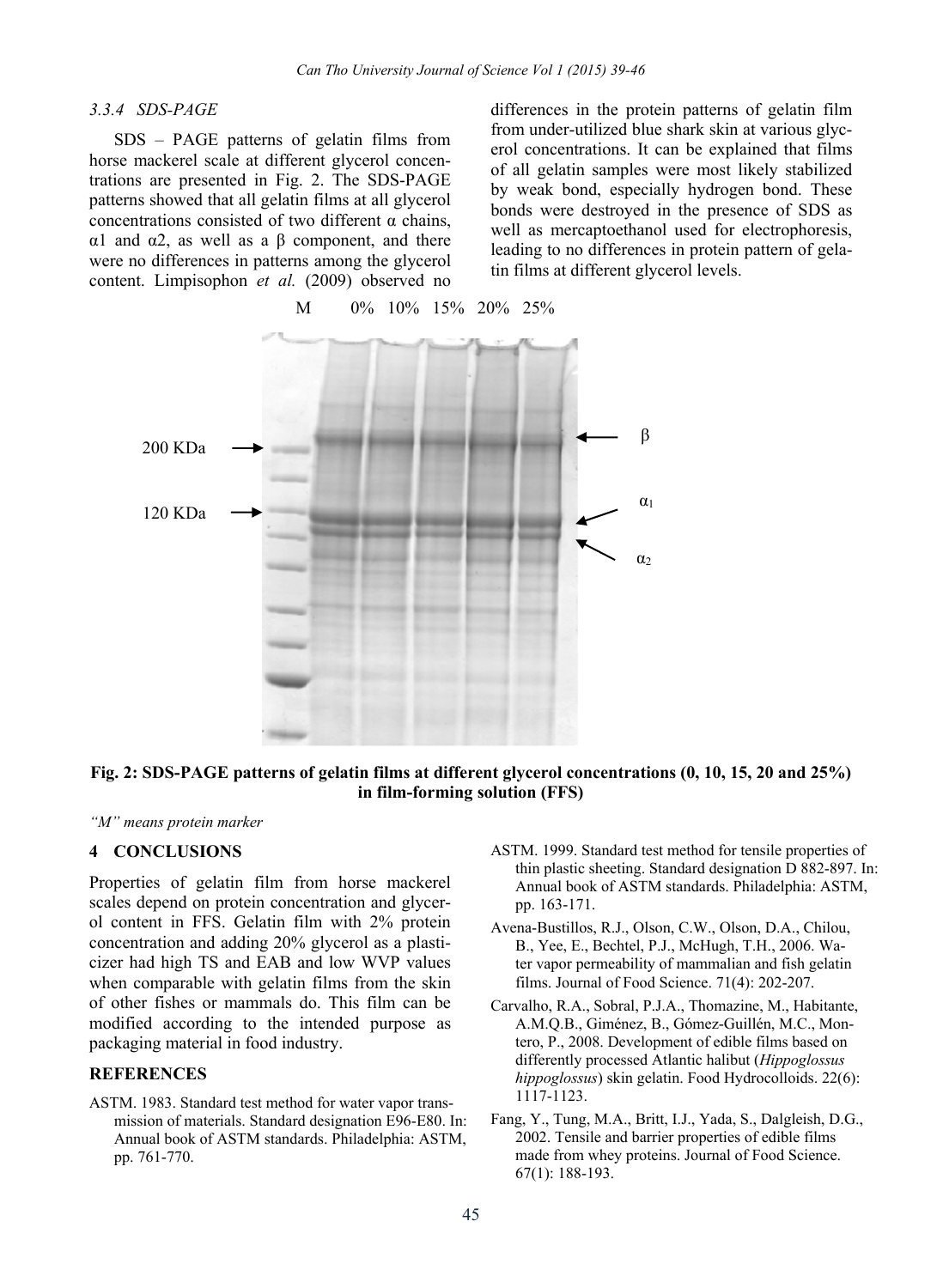### 3.3.4 SDS-PAGE

SDS – PAGE patterns of gelatin films from horse mackerel scale at different glycerol concentrations are presented in Fig. 2. The SDS-PAGE patterns showed that all gelatin films at all glycerol concentrations consisted of two different α chains, α1 and α2, as well as a β component, and there were no differences in patterns among the glycerol content. Limpisophon *et al.* (2009) observed no differences in the protein patterns of gelatin film from under-utilized blue shark skin at various glycerol concentrations. It can be explained that films of all gelatin samples were most likely stabilized by weak bond, especially hydrogen bond. These bonds were destroyed in the presence of SDS as well as mercaptoethanol used for electrophoresis, leading to no differences in protein pattern of gelatin films at different glycerol levels.

**Fig. 2: SDS-PAGE patterns of gelatin films at different glycerol concentrations (0, 10, 15, 20 and 25%) in film-forming solution (FFS)**

*"M" means protein marker*

## 4 CONCLUSIONS

Properties of gelatin film from horse mackerel scales depend on protein concentration and glycerol content in FFS. Gelatin film with 2% protein concentration and adding 20% glycerol as a plasticizer had high TS and EAB and low WVP values when comparable with gelatin films from the skin of other fishes or mammals do. This film can be modified according to the intended purpose as packaging material in food industry.

## REFERENCES

ASTM. 1983. Standard test method for water vapor transmission of materials. Standard designation E96-E80. In: Annual book of ASTM standards. Philadelphia: ASTM, pp. 761-770.

ASTM. 1999. Standard test method for tensile properties of thin plastic sheeting. Standard designation D 882-897. In: Annual book of ASTM standards. Philadelphia: ASTM, pp. 163-171.

Avena-Bustillos, R.J., Olson, C.W., Olson, D.A., Chilou, B., Yee, E., Bechtel, P.J., McHugh, T.H., 2006. Water vapor permeability of mammalian and fish gelatin films. Journal of Food Science. 71(4): 202-207.

Carvalho, R.A., Sobral, P.J.A., Thomazine, M., Habitante, A.M.Q.B., Giménez, B., Gómez-Guillén, M.C., Montero, P., 2008. Development of edible films based on differently processed Atlantic halibut (*Hippoglossus hippoglossus*) skin gelatin. Food Hydrocolloids. 22(6): 1117-1123.

Fang, Y., Tung, M.A., Britt, I.J., Yada, S., Dalgleish, D.G., 2002. Tensile and barrier properties of edible films made from whey proteins. Journal of Food Science. 67(1): 188-193.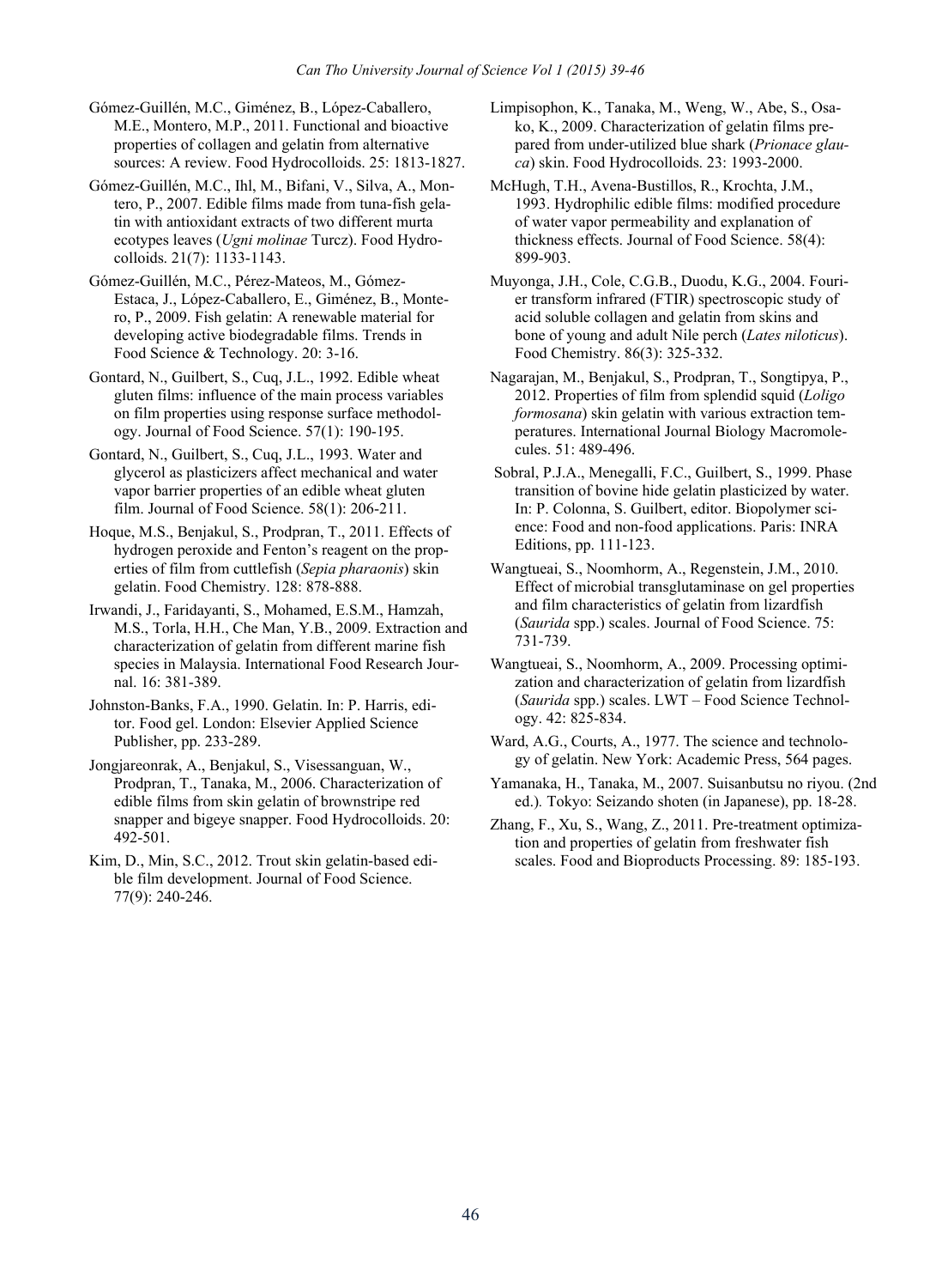Gómez-Guillén, M.C., Giménez, B., López-Caballero, M.E., Montero, M.P., 2011. Functional and bioactive properties of collagen and gelatin from alternative sources: A review. Food Hydrocolloids. 25: 1813-1827.

Gómez-Guillén, M.C., Ihl, M., Bifani, V., Silva, A., Montero, P., 2007. Edible films made from tuna-fish gelatin with antioxidant extracts of two different murta ecotypes leaves (*Ugni molinae* Turcz). Food Hydrocolloids. 21(7): 1133-1143.

Gómez-Guillén, M.C., Pérez-Mateos, M., Gómez-Estaca, J., López-Caballero, E., Giménez, B., Montero, P., 2009. Fish gelatin: A renewable material for developing active biodegradable films. Trends in Food Science & Technology. 20: 3-16.

Gontard, N., Guilbert, S., Cuq, J.L., 1992. Edible wheat gluten films: influence of the main process variables on film properties using response surface methodology. Journal of Food Science. 57(1): 190-195.

Gontard, N., Guilbert, S., Cuq, J.L., 1993. Water and glycerol as plasticizers affect mechanical and water vapor barrier properties of an edible wheat gluten film. Journal of Food Science. 58(1): 206-211.

Hoque, M.S., Benjakul, S., Prodpran, T., 2011. Effects of hydrogen peroxide and Fenton's reagent on the properties of film from cuttlefish (*Sepia pharaonis*) skin gelatin. Food Chemistry. 128: 878-888.

Irwandi, J., Faridayanti, S., Mohamed, E.S.M., Hamzah, M.S., Torla, H.H., Che Man, Y.B., 2009. Extraction and characterization of gelatin from different marine fish species in Malaysia. International Food Research Journal. 16: 381-389.

Johnston-Banks, F.A., 1990. Gelatin. In: P. Harris, editor. Food gel. London: Elsevier Applied Science Publisher, pp. 233-289.

Jongjareonrak, A., Benjakul, S., Visessanguan, W., Prodpran, T., Tanaka, M., 2006. Characterization of edible films from skin gelatin of brownstripe red snapper and bigeye snapper. Food Hydrocolloids. 20: 492-501.

Kim, D., Min, S.C., 2012. Trout skin gelatin-based edible film development. Journal of Food Science. 77(9): 240-246.

Limpisophon, K., Tanaka, M., Weng, W., Abe, S., Osako, K., 2009. Characterization of gelatin films prepared from under-utilized blue shark (*Prionace glauca*) skin. Food Hydrocolloids. 23: 1993-2000.

McHugh, T.H., Avena-Bustillos, R., Krochta, J.M., 1993. Hydrophilic edible films: modified procedure of water vapor permeability and explanation of thickness effects. Journal of Food Science. 58(4): 899-903.

Muyonga, J.H., Cole, C.G.B., Duodu, K.G., 2004. Fourier transform infrared (FTIR) spectroscopic study of acid soluble collagen and gelatin from skins and bone of young and adult Nile perch (*Lates niloticus*). Food Chemistry. 86(3): 325-332.

Nagarajan, M., Benjakul, S., Prodpran, T., Songtipya, P., 2012. Properties of film from splendid squid (*Loligo formosana*) skin gelatin with various extraction temperatures. International Journal Biology Macromolecules. 51: 489-496.

Sobral, P.J.A., Menegalli, F.C., Guilbert, S., 1999. Phase transition of bovine hide gelatin plasticized by water. In: P. Colonna, S. Guilbert, editor. Biopolymer science: Food and non-food applications. Paris: INRA Editions, pp. 111-123.

Wangtueai, S., Noomhorm, A., Regenstein, J.M., 2010. Effect of microbial transglutaminase on gel properties and film characteristics of gelatin from lizardfish (*Saurida* spp.) scales. Journal of Food Science. 75: 731-739.

Wangtueai, S., Noomhorm, A., 2009. Processing optimization and characterization of gelatin from lizardfish (*Saurida* spp.) scales. LWT – Food Science Technology. 42: 825-834.

Ward, A.G., Courts, A., 1977. The science and technology of gelatin. New York: Academic Press, 564 pages.

Yamanaka, H., Tanaka, M., 2007. Suisanbutsu no riyou. (2nd ed.). Tokyo: Seizando shoten (in Japanese), pp. 18-28.

Zhang, F., Xu, S., Wang, Z., 2011. Pre-treatment optimization and properties of gelatin from freshwater fish scales. Food and Bioproducts Processing. 89: 185-193.